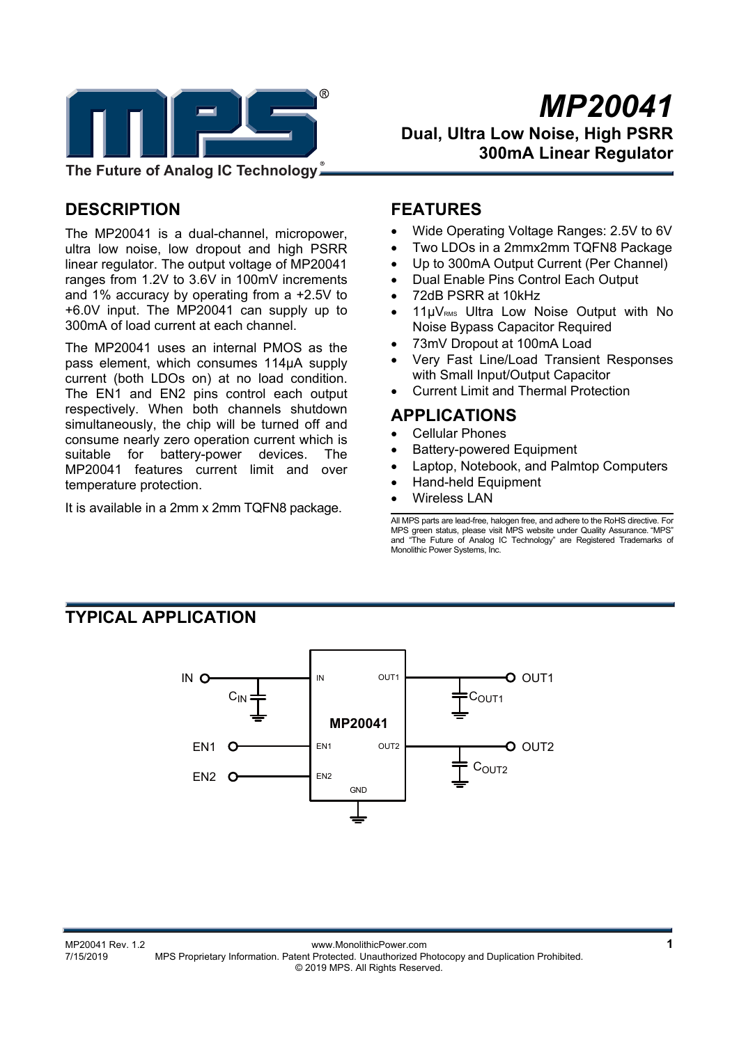# MP20041

**Dual, Ultra Low Noise, High PSRR 300mA Linear Regulator**

The Future of Analog IC Technology

## DESCRIPTION

The MP20041 is a dual-channel, micropower, ultra low noise, low dropout and high PSRR linear regulator. The output voltage of MP20041 ranges from 1.2V to 3.6V in 100mV increments and 1% accuracy by operating from a +2.5V to +6.0V input. The MP20041 can supply up to 300mA of load current at each channel.

The MP20041 uses an internal PMOS as the pass element, which consumes 114μA supply current (both LDOs on) at no load condition. The EN1 and EN2 pins control each output respectively. When both channels shutdown simultaneously, the chip will be turned off and consume nearly zero operation current which is suitable for battery-power devices. The MP20041 features current limit and over temperature protection.

It is available in a 2mm x 2mm TQFN8 package.

## FEATURES

- Wide Operating Voltage Ranges: 2.5V to 6V
- Two LDOs in a 2mmx2mm TQFN8 Package
- Up to 300mA Output Current (Per Channel)
- Dual Enable Pins Control Each Output
- 72dB PSRR at 10kHz
- 11μV$_{RMS}$ Ultra Low Noise Output with No Noise Bypass Capacitor Required
- 73mV Dropout at 100mA Load
- Very Fast Line/Load Transient Responses with Small Input/Output Capacitor
- Current Limit and Thermal Protection

## APPLICATIONS

- Cellular Phones
- Battery-powered Equipment
- Laptop, Notebook, and Palmtop Computers
- Hand-held Equipment
- Wireless LAN

All MPS parts are lead-free, halogen free, and adhere to the RoHS directive. For MPS green status, please visit MPS website under Quality Assurance. "MPS" and "The Future of Analog IC Technology" are Registered Trademarks of Monolithic Power Systems, Inc.

## TYPICAL APPLICATION

IN, $C_{IN}$, EN1, EN2, MP20041 (IN, EN1, EN2, GND, OUT1, OUT2), $C_{OUT1}$, OUT1, $C_{OUT2}$, OUT2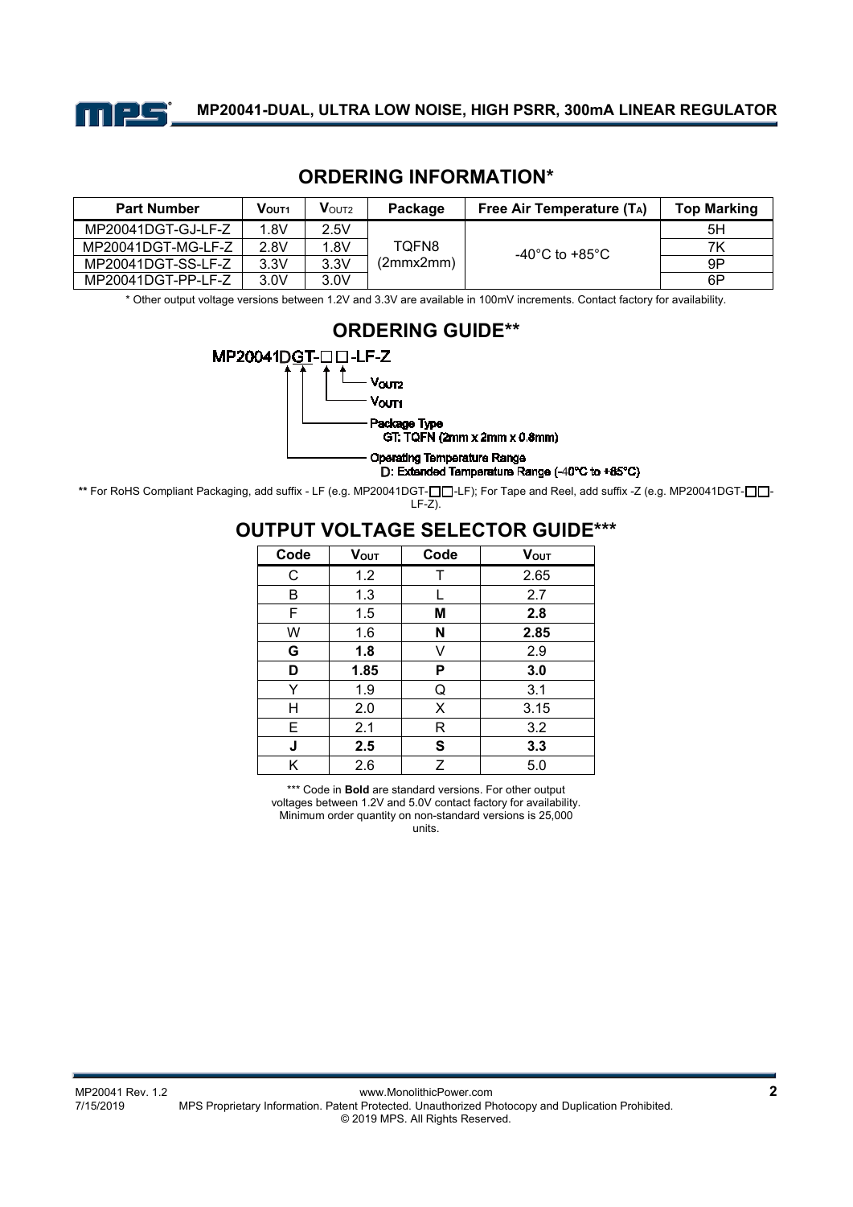## ORDERING INFORMATION*

| Part Number | $V_{OUT1}$ | $V_{OUT2}$ | Package | Free Air Temperature ($T_A$) | Top Marking |
|---|---|---|---|---|---|
| MP20041DGT-GJ-LF-Z | 1.8V | 2.5V | TQFN8 (2mmx2mm) | -40°C to +85°C | 5H |
| MP20041DGT-MG-LF-Z | 2.8V | 1.8V | | | 7K |
| MP20041DGT-SS-LF-Z | 3.3V | 3.3V | | | 9P |
| MP20041DGT-PP-LF-Z | 3.0V | 3.0V | | | 6P |

\* Other output voltage versions between 1.2V and 3.3V are available in 100mV increments. Contact factory for availability.

## ORDERING GUIDE**

MP20041DGT-□□-LF-Z

- $V_{OUT2}$
- $V_{OUT1}$
- Package Type
  GT: TQFN (2mm x 2mm x 0.8mm)
- Operating Temperature Range
  D: Extended Temperature Range (-40°C to +85°C)

** For RoHS Compliant Packaging, add suffix - LF (e.g. MP20041DGT-□□-LF); For Tape and Reel, add suffix -Z (e.g. MP20041DGT-□□-LF-Z).

## OUTPUT VOLTAGE SELECTOR GUIDE***

| Code | $V_{OUT}$ | Code | $V_{OUT}$ |
|---|---|---|---|
| C | 1.2 | T | 2.65 |
| B | 1.3 | L | 2.7 |
| F | 1.5 | **M** | **2.8** |
| W | 1.6 | **N** | **2.85** |
| **G** | **1.8** | V | 2.9 |
| **D** | **1.85** | **P** | **3.0** |
| Y | 1.9 | Q | 3.1 |
| H | 2.0 | X | 3.15 |
| E | 2.1 | R | 3.2 |
| **J** | **2.5** | **S** | **3.3** |
| K | 2.6 | Z | 5.0 |

*** Code in **Bold** are standard versions. For other output voltages between 1.2V and 5.0V contact factory for availability. Minimum order quantity on non-standard versions is 25,000 units.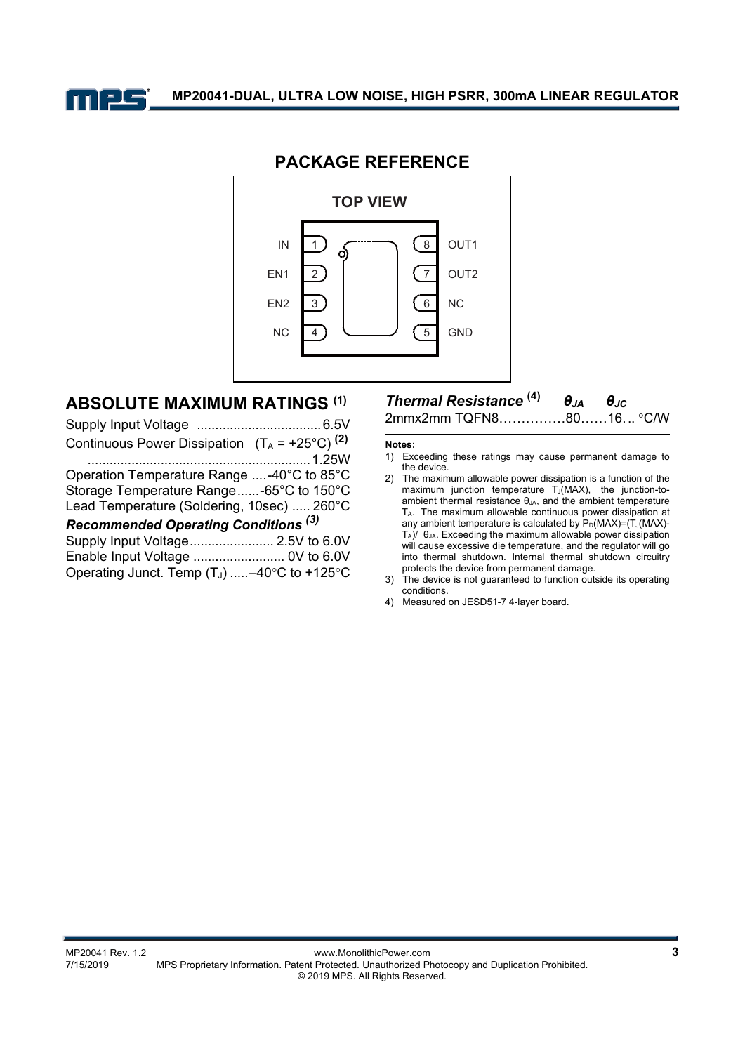## PACKAGE REFERENCE

**TOP VIEW**

| Pin | Name | | Pin | Name |
|---|---|---|---|---|
| 1 | IN | | 8 | OUT1 |
| 2 | EN1 | | 7 | OUT2 |
| 3 | EN2 | | 6 | NC |
| 4 | NC | | 5 | GND |

## ABSOLUTE MAXIMUM RATINGS (1)

Supply Input Voltage .................................. 6.5V
Continuous Power Dissipation ($T_A$ = +25°C) (2) ............................................................ 1.25W
Operation Temperature Range ....-40°C to 85°C
Storage Temperature Range......-65°C to 150°C
Lead Temperature (Soldering, 10sec) ..... 260°C

### *Recommended Operating Conditions (3)*

Supply Input Voltage....................... 2.5V to 6.0V
Enable Input Voltage ......................... 0V to 6.0V
Operating Junct. Temp ($T_J$) .....–40°C to +125°C

### *Thermal Resistance (4)*

| | $\theta_{JA}$ | $\theta_{JC}$ | |
|---|---|---|---|
| 2mmx2mm TQFN8 | 80 | 16 | °C/W |

**Notes:**

1) Exceeding these ratings may cause permanent damage to the device.
2) The maximum allowable power dissipation is a function of the maximum junction temperature $T_J$(MAX), the junction-to-ambient thermal resistance $\theta_{JA}$, and the ambient temperature $T_A$. The maximum allowable continuous power dissipation at any ambient temperature is calculated by $P_D(MAX)=(T_J(MAX)-T_A)/\theta_{JA}$. Exceeding the maximum allowable power dissipation will cause excessive die temperature, and the regulator will go into thermal shutdown. Internal thermal shutdown circuitry protects the device from permanent damage.
3) The device is not guaranteed to function outside its operating conditions.
4) Measured on JESD51-7 4-layer board.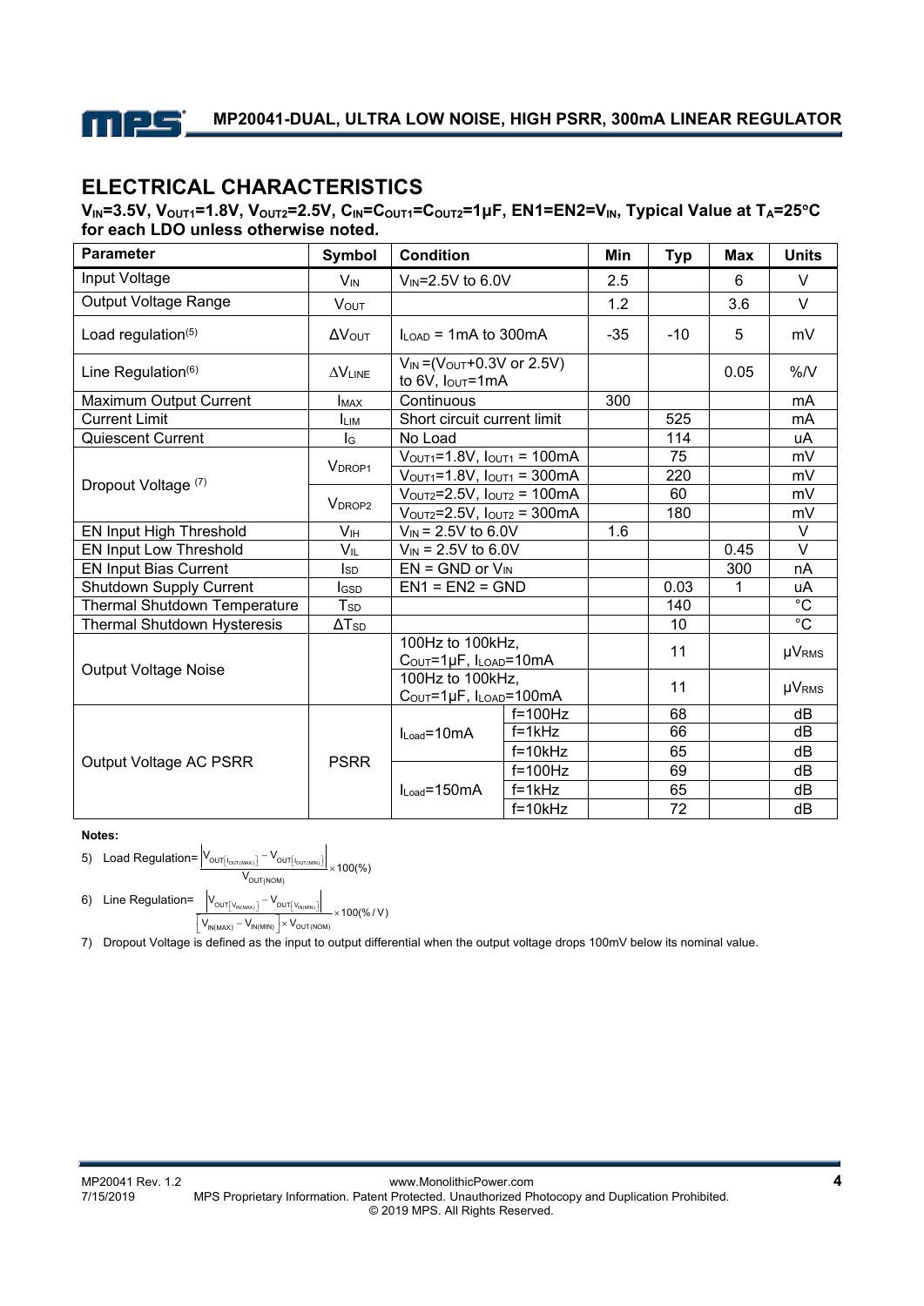## ELECTRICAL CHARACTERISTICS

**$V_{IN}$=3.5V, $V_{OUT1}$=1.8V, $V_{OUT2}$=2.5V, $C_{IN}$=$C_{OUT1}$=$C_{OUT2}$=1µF, EN1=EN2=$V_{IN}$, Typical Value at $T_A$=25°C for each LDO unless otherwise noted.**

| Parameter | Symbol | Condition | | Min | Typ | Max | Units |
|---|---|---|---|---|---|---|---|
| Input Voltage | $V_{IN}$ | $V_{IN}$=2.5V to 6.0V | | 2.5 | | 6 | V |
| Output Voltage Range | $V_{OUT}$ | | | 1.2 | | 3.6 | V |
| Load regulation[5] | $\Delta V_{OUT}$ | $I_{LOAD}$ = 1mA to 300mA | | -35 | -10 | 5 | mV |
| Line Regulation[6] | $\Delta V_{LINE}$ | $V_{IN}$ =($V_{OUT}$+0.3V or 2.5V) to 6V, $I_{OUT}$=1mA | | | | 0.05 | %/V |
| Maximum Output Current | $I_{MAX}$ | Continuous | | 300 | | | mA |
| Current Limit | $I_{LIM}$ | Short circuit current limit | | | 525 | | mA |
| Quiescent Current | $I_G$ | No Load | | | 114 | | uA |
| Dropout Voltage [7] | $V_{DROP1}$ | $V_{OUT1}$=1.8V, $I_{OUT1}$ = 100mA | | | 75 | | mV |
| | | $V_{OUT1}$=1.8V, $I_{OUT1}$ = 300mA | | | 220 | | mV |
| | $V_{DROP2}$ | $V_{OUT2}$=2.5V, $I_{OUT2}$ = 100mA | | | 60 | | mV |
| | | $V_{OUT2}$=2.5V, $I_{OUT2}$ = 300mA | | | 180 | | mV |
| EN Input High Threshold | $V_{IH}$ | $V_{IN}$ = 2.5V to 6.0V | | 1.6 | | | V |
| EN Input Low Threshold | $V_{IL}$ | $V_{IN}$ = 2.5V to 6.0V | | | | 0.45 | V |
| EN Input Bias Current | $I_{SD}$ | EN = GND or $V_{IN}$ | | | | 300 | nA |
| Shutdown Supply Current | $I_{GSD}$ | EN1 = EN2 = GND | | | 0.03 | 1 | uA |
| Thermal Shutdown Temperature | $T_{SD}$ | | | | 140 | | °C |
| Thermal Shutdown Hysteresis | $\Delta T_{SD}$ | | | | 10 | | °C |
| Output Voltage Noise | | 100Hz to 100kHz, $C_{OUT}$=1µF, $I_{LOAD}$=10mA | | | 11 | | µV$_{RMS}$ |
| | | 100Hz to 100kHz, $C_{OUT}$=1µF, $I_{LOAD}$=100mA | | | 11 | | µV$_{RMS}$ |
| Output Voltage AC PSRR | PSRR | $I_{Load}$=10mA | f=100Hz | | 68 | | dB |
| | | | f=1kHz | | 66 | | dB |
| | | | f=10kHz | | 65 | | dB |
| | | $I_{Load}$=150mA | f=100Hz | | 69 | | dB |
| | | | f=1kHz | | 65 | | dB |
| | | | f=10kHz | | 72 | | dB |

**Notes:**

5) Load Regulation= $\dfrac{\left|V_{OUT[I_{OUT(MAX)}]} - V_{OUT[I_{OUT(MIN)}]}\right|}{V_{OUT(NOM)}} \times 100(\%)$

6) Line Regulation= $\dfrac{\left|V_{OUT[V_{IN(MAX)}]} - V_{OUT[V_{IN(MIN)}]}\right|}{\left[V_{IN(MAX)} - V_{IN(MIN)}\right] \times V_{OUT(NOM)}} \times 100(\%/V)$

7) Dropout Voltage is defined as the input to output differential when the output voltage drops 100mV below its nominal value.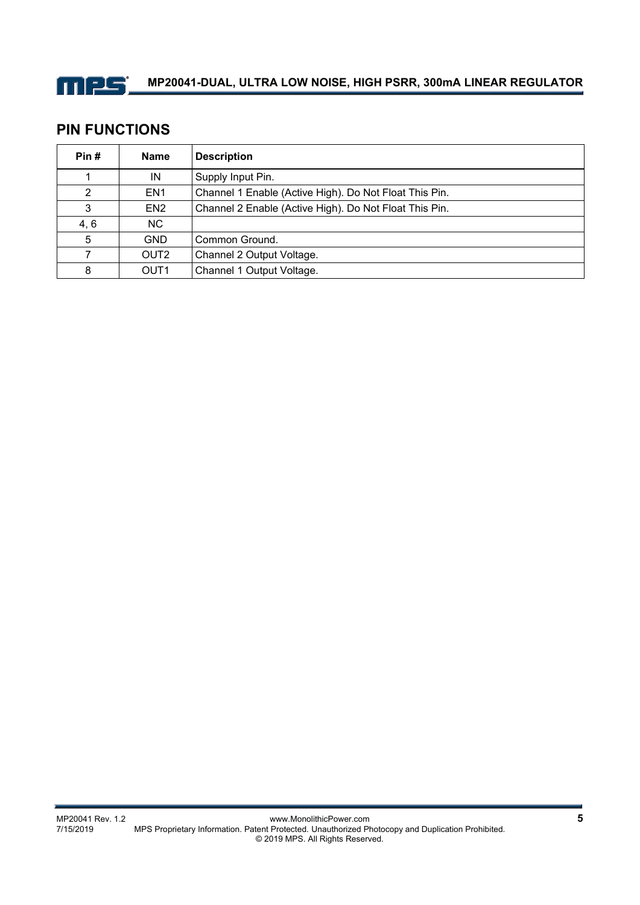## PIN FUNCTIONS

| Pin # | Name | Description |
|---|---|---|
| 1 | IN | Supply Input Pin. |
| 2 | EN1 | Channel 1 Enable (Active High). Do Not Float This Pin. |
| 3 | EN2 | Channel 2 Enable (Active High). Do Not Float This Pin. |
| 4, 6 | NC | |
| 5 | GND | Common Ground. |
| 7 | OUT2 | Channel 2 Output Voltage. |
| 8 | OUT1 | Channel 1 Output Voltage. |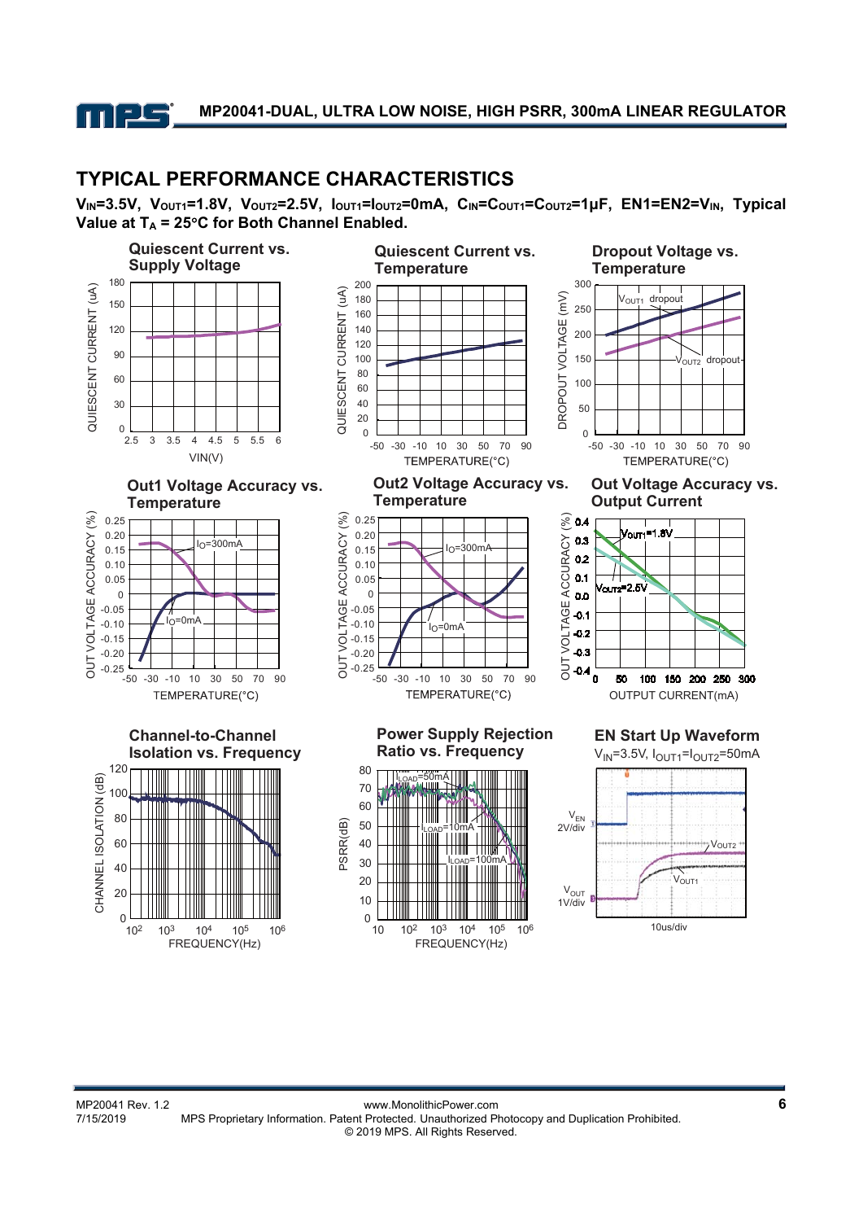## TYPICAL PERFORMANCE CHARACTERISTICS

**$V_{IN}$=3.5V, $V_{OUT1}$=1.8V, $V_{OUT2}$=2.5V, $I_{OUT1}$=$I_{OUT2}$=0mA, $C_{IN}$=$C_{OUT1}$=$C_{OUT2}$=1μF, EN1=EN2=$V_{IN}$, Typical Value at $T_A$ = 25°C for Both Channel Enabled.**

**Quiescent Current vs. Supply Voltage**

**Quiescent Current vs. Temperature**

**Dropout Voltage vs. Temperature**

**Out1 Voltage Accuracy vs. Temperature**

**Out2 Voltage Accuracy vs. Temperature**

**Out Voltage Accuracy vs. Output Current**

**Channel-to-Channel Isolation vs. Frequency**

**Power Supply Rejection Ratio vs. Frequency**

**EN Start Up Waveform**

$V_{IN}$=3.5V, $I_{OUT1}$=$I_{OUT2}$=50mA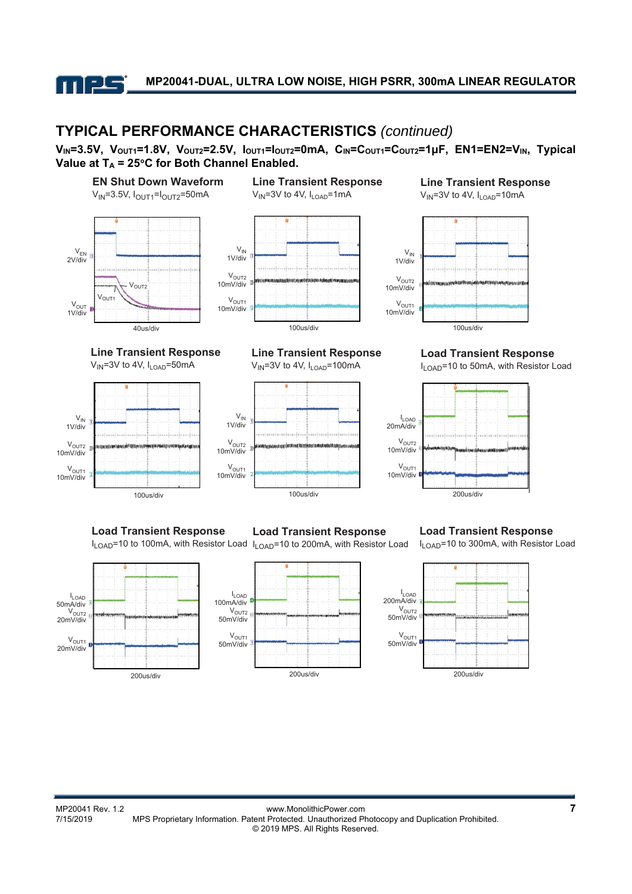## TYPICAL PERFORMANCE CHARACTERISTICS *(continued)*

**$V_{IN}$=3.5V, $V_{OUT1}$=1.8V, $V_{OUT2}$=2.5V, $I_{OUT1}$=$I_{OUT2}$=0mA, $C_{IN}$=$C_{OUT1}$=$C_{OUT2}$=1µF, EN1=EN2=$V_{IN}$, Typical Value at $T_A$ = 25°C for Both Channel Enabled.**

**EN Shut Down Waveform**
$V_{IN}$=3.5V, $I_{OUT1}$=$I_{OUT2}$=50mA

$V_{EN}$ 2V/div, $V_{OUT2}$, $V_{OUT1}$, $V_{OUT}$ 1V/div, 40us/div

**Line Transient Response**
$V_{IN}$=3V to 4V, $I_{LOAD}$=1mA

$V_{IN}$ 1V/div, $V_{OUT2}$ 10mV/div, $V_{OUT1}$ 10mV/div, 100us/div

**Line Transient Response**
$V_{IN}$=3V to 4V, $I_{LOAD}$=10mA

$V_{IN}$ 1V/div, $V_{OUT2}$ 10mV/div, $V_{OUT1}$ 10mV/div, 100us/div

**Line Transient Response**
$V_{IN}$=3V to 4V, $I_{LOAD}$=50mA

$V_{IN}$ 1V/div, $V_{OUT2}$ 10mV/div, $V_{OUT1}$ 10mV/div, 100us/div

**Line Transient Response**
$V_{IN}$=3V to 4V, $I_{LOAD}$=100mA

$V_{IN}$ 1V/div, $V_{OUT2}$ 10mV/div, $V_{OUT1}$ 10mV/div, 100us/div

**Load Transient Response**
$I_{LOAD}$=10 to 50mA, with Resistor Load

$I_{LOAD}$ 20mA/div, $V_{OUT2}$ 10mV/div, $V_{OUT1}$ 10mV/div, 200us/div

**Load Transient Response**
$I_{LOAD}$=10 to 100mA, with Resistor Load

$I_{LOAD}$ 50mA/div, $V_{OUT2}$ 20mV/div, $V_{OUT1}$ 20mV/div, 200us/div

**Load Transient Response**
$I_{LOAD}$=10 to 200mA, with Resistor Load

$I_{LOAD}$ 100mA/div, $V_{OUT2}$ 50mV/div, $V_{OUT1}$ 50mV/div, 200us/div

**Load Transient Response**
$I_{LOAD}$=10 to 300mA, with Resistor Load

$I_{LOAD}$ 200mA/div, $V_{OUT2}$ 50mV/div, $V_{OUT1}$ 50mV/div, 200us/div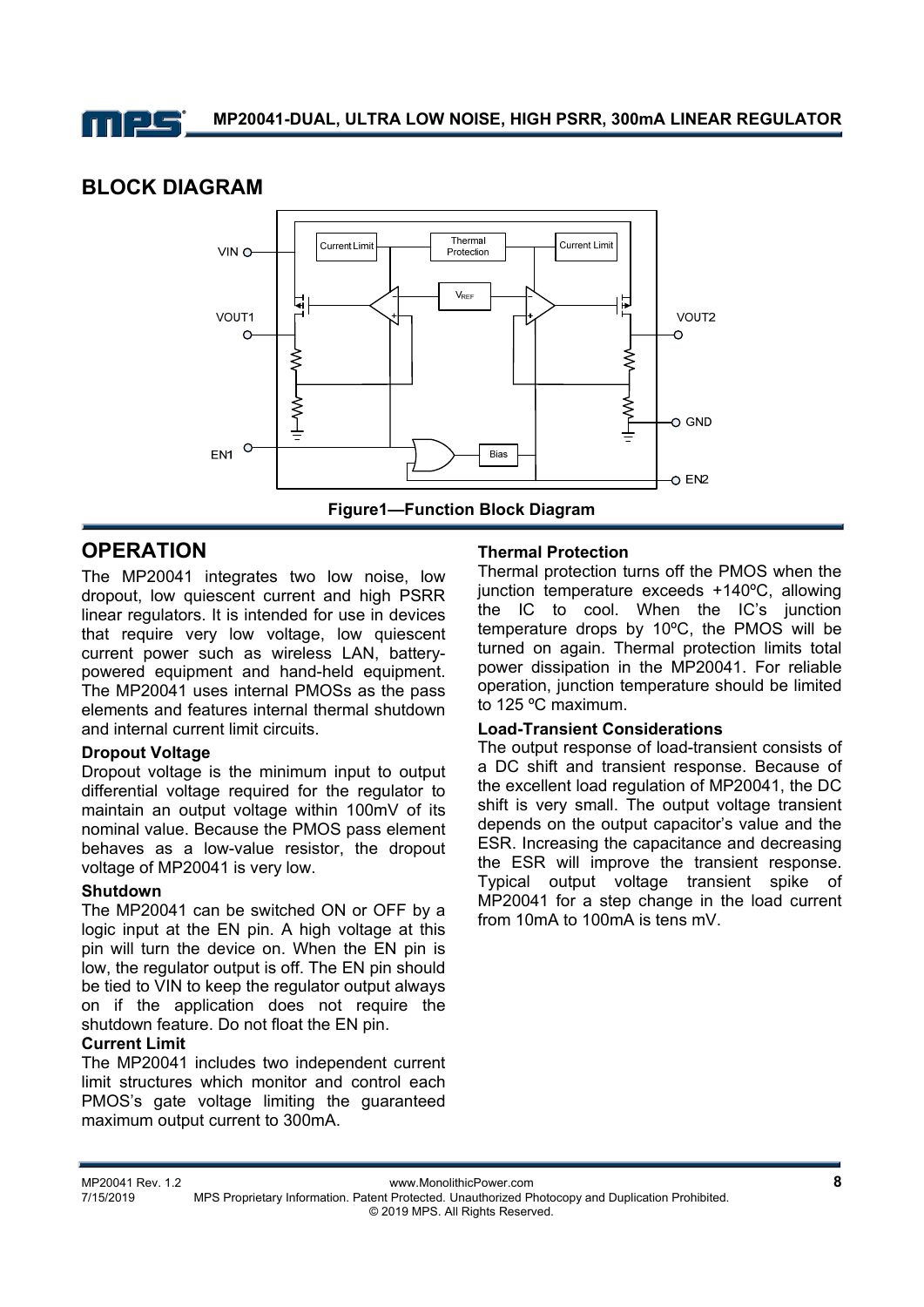## BLOCK DIAGRAM

Figure1—Function Block Diagram

## OPERATION

The MP20041 integrates two low noise, low dropout, low quiescent current and high PSRR linear regulators. It is intended for use in devices that require very low voltage, low quiescent current power such as wireless LAN, battery-powered equipment and hand-held equipment. The MP20041 uses internal PMOSs as the pass elements and features internal thermal shutdown and internal current limit circuits.

### Dropout Voltage

Dropout voltage is the minimum input to output differential voltage required for the regulator to maintain an output voltage within 100mV of its nominal value. Because the PMOS pass element behaves as a low-value resistor, the dropout voltage of MP20041 is very low.

### Shutdown

The MP20041 can be switched ON or OFF by a logic input at the EN pin. A high voltage at this pin will turn the device on. When the EN pin is low, the regulator output is off. The EN pin should be tied to VIN to keep the regulator output always on if the application does not require the shutdown feature. Do not float the EN pin.

### Current Limit

The MP20041 includes two independent current limit structures which monitor and control each PMOS's gate voltage limiting the guaranteed maximum output current to 300mA.

### Thermal Protection

Thermal protection turns off the PMOS when the junction temperature exceeds +140ºC, allowing the IC to cool. When the IC's junction temperature drops by 10ºC, the PMOS will be turned on again. Thermal protection limits total power dissipation in the MP20041. For reliable operation, junction temperature should be limited to 125 ºC maximum.

### Load-Transient Considerations

The output response of load-transient consists of a DC shift and transient response. Because of the excellent load regulation of MP20041, the DC shift is very small. The output voltage transient depends on the output capacitor's value and the ESR. Increasing the capacitance and decreasing the ESR will improve the transient response. Typical output voltage transient spike of MP20041 for a step change in the load current from 10mA to 100mA is tens mV.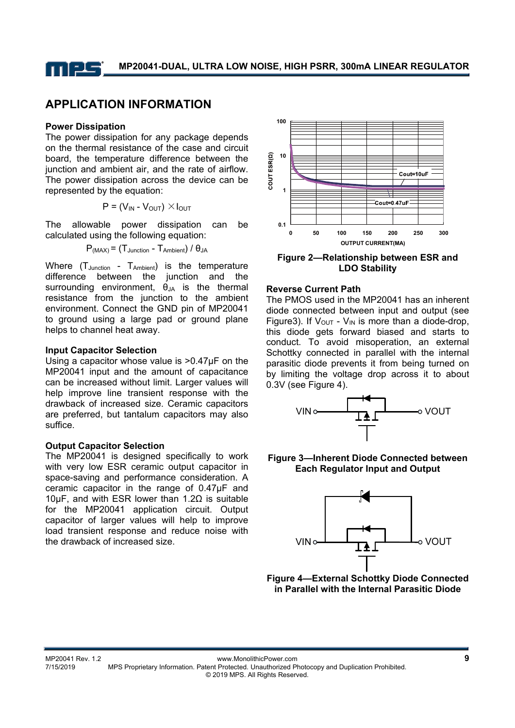## APPLICATION INFORMATION

### Power Dissipation

The power dissipation for any package depends on the thermal resistance of the case and circuit board, the temperature difference between the junction and ambient air, and the rate of airflow. The power dissipation across the device can be represented by the equation:

$$P = (V_{IN} - V_{OUT}) \times I_{OUT}$$

The allowable power dissipation can be calculated using the following equation:

$$P_{(MAX)} = (T_{Junction} - T_{Ambient}) / \theta_{JA}$$

Where $(T_{Junction} - T_{Ambient})$ is the temperature difference between the junction and the surrounding environment, $\theta_{JA}$ is the thermal resistance from the junction to the ambient environment. Connect the GND pin of MP20041 to ground using a large pad or ground plane helps to channel heat away.

### Input Capacitor Selection

Using a capacitor whose value is >0.47μF on the MP20041 input and the amount of capacitance can be increased without limit. Larger values will help improve line transient response with the drawback of increased size. Ceramic capacitors are preferred, but tantalum capacitors may also suffice.

### Output Capacitor Selection

The MP20041 is designed specifically to work with very low ESR ceramic output capacitor in space-saving and performance consideration. A ceramic capacitor in the range of 0.47μF and 10μF, and with ESR lower than 1.2Ω is suitable for the MP20041 application circuit. Output capacitor of larger values will help to improve load transient response and reduce noise with the drawback of increased size.

**Figure 2—Relationship between ESR and LDO Stability**

### Reverse Current Path

The PMOS used in the MP20041 has an inherent diode connected between input and output (see Figure3). If $V_{OUT}$ - $V_{IN}$ is more than a diode-drop, this diode gets forward biased and starts to conduct. To avoid misoperation, an external Schottky connected in parallel with the internal parasitic diode prevents it from being turned on by limiting the voltage drop across it to about 0.3V (see Figure 4).

**Figure 3—Inherent Diode Connected between Each Regulator Input and Output**

**Figure 4—External Schottky Diode Connected in Parallel with the Internal Parasitic Diode**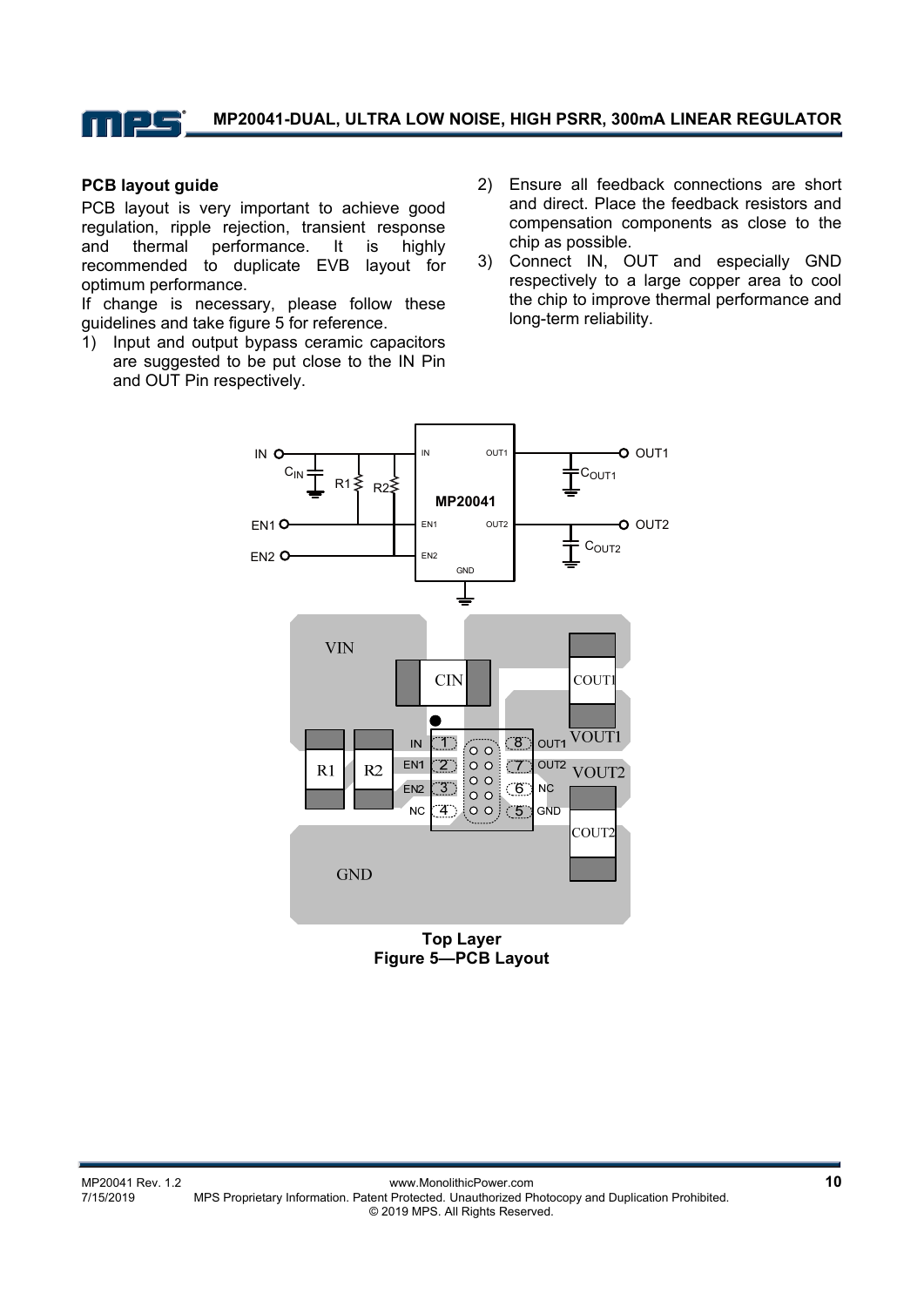### PCB layout guide

PCB layout is very important to achieve good regulation, ripple rejection, transient response and thermal performance. It is highly recommended to duplicate EVB layout for optimum performance.

If change is necessary, please follow these guidelines and take figure 5 for reference.

1) Input and output bypass ceramic capacitors are suggested to be put close to the IN Pin and OUT Pin respectively.
2) Ensure all feedback connections are short and direct. Place the feedback resistors and compensation components as close to the chip as possible.
3) Connect IN, OUT and especially GND respectively to a large copper area to cool the chip to improve thermal performance and long-term reliability.

Top Layer

**Figure 5—PCB Layout**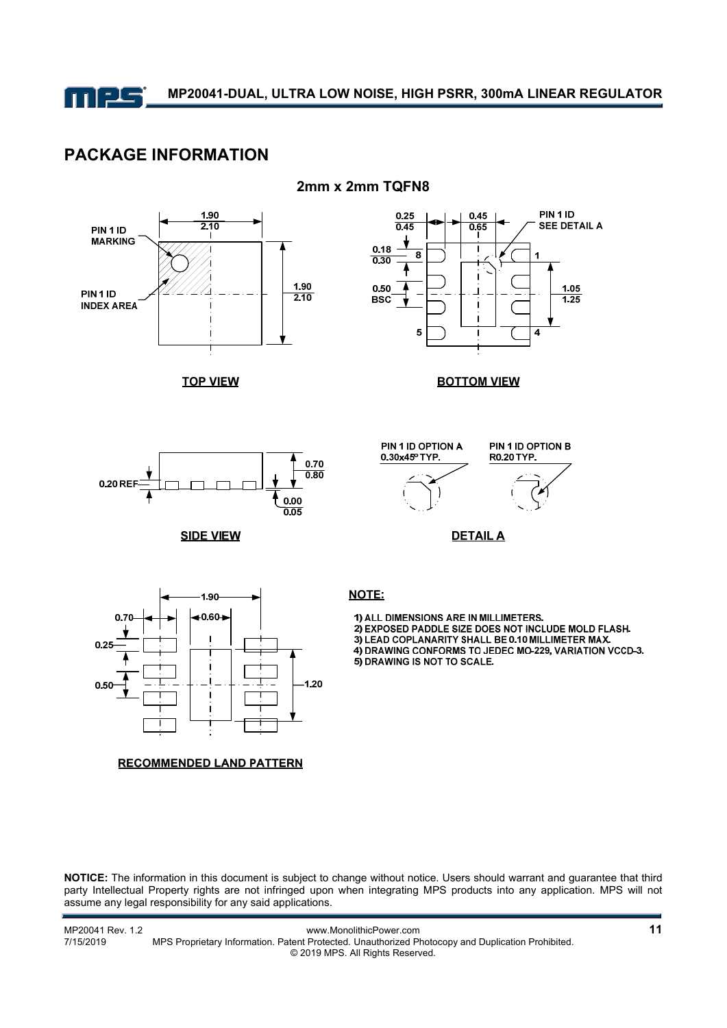## PACKAGE INFORMATION

### 2mm x 2mm TQFN8

TOP VIEW

PIN 1 ID MARKING

PIN 1 ID INDEX AREA

1.90
2.10

1.90
2.10

BOTTOM VIEW

0.25
0.45

0.45
0.65

PIN 1 ID SEE DETAIL A

0.18
0.30

0.50 BSC

1.05
1.25

8 1 5 4

SIDE VIEW

0.20 REF

0.70
0.80

0.00
0.05

DETAIL A

PIN 1 ID OPTION A 0.30x45° TYP.

PIN 1 ID OPTION B R0.20 TYP.

RECOMMENDED LAND PATTERN

1.90

0.70

0.60

0.25

0.50

1.20

**NOTE:**

1) ALL DIMENSIONS ARE IN MILLIMETERS.
2) EXPOSED PADDLE SIZE DOES NOT INCLUDE MOLD FLASH.
3) LEAD COPLANARITY SHALL BE 0.10 MILLIMETER MAX.
4) DRAWING CONFORMS TO JEDEC MO-229, VARIATION VCCD-3.
5) DRAWING IS NOT TO SCALE.

**NOTICE:** The information in this document is subject to change without notice. Users should warrant and guarantee that third party Intellectual Property rights are not infringed upon when integrating MPS products into any application. MPS will not assume any legal responsibility for any said applications.